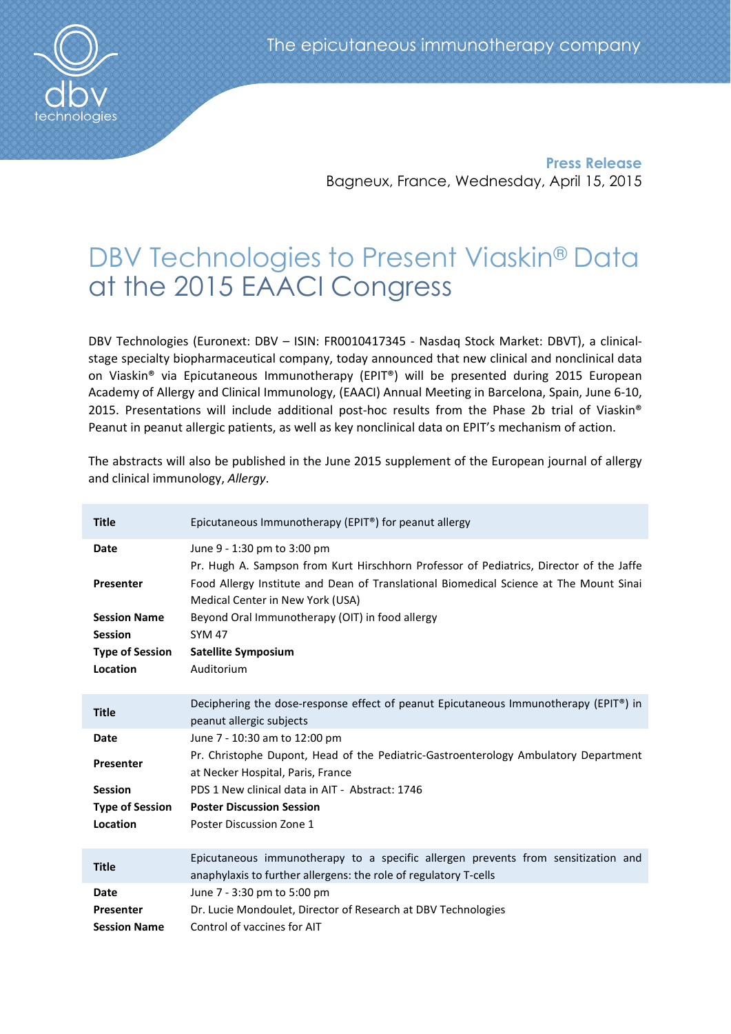The epicutaneous immunotherapy company

**Press Release**
Bagneux, France, Wednesday, April 15, 2015

# DBV Technologies to Present Viaskin® Data at the 2015 EAACI Congress

DBV Technologies (Euronext: DBV – ISIN: FR0010417345 - Nasdaq Stock Market: DBVT), a clinical-stage specialty biopharmaceutical company, today announced that new clinical and nonclinical data on Viaskin® via Epicutaneous Immunotherapy (EPIT®) will be presented during 2015 European Academy of Allergy and Clinical Immunology, (EAACI) Annual Meeting in Barcelona, Spain, June 6-10, 2015. Presentations will include additional post-hoc results from the Phase 2b trial of Viaskin® Peanut in peanut allergic patients, as well as key nonclinical data on EPIT's mechanism of action.

The abstracts will also be published in the June 2015 supplement of the European journal of allergy and clinical immunology, *Allergy*.

| **Title** | Epicutaneous Immunotherapy (EPIT®) for peanut allergy |
|---|---|
| **Date** | June 9 - 1:30 pm to 3:00 pm |
| **Presenter** | Pr. Hugh A. Sampson from Kurt Hirschhorn Professor of Pediatrics, Director of the Jaffe Food Allergy Institute and Dean of Translational Biomedical Science at The Mount Sinai Medical Center in New York (USA) |
| **Session Name** | Beyond Oral Immunotherapy (OIT) in food allergy |
| **Session** | SYM 47 |
| **Type of Session** | **Satellite Symposium** |
| **Location** | Auditorium |

| **Title** | Deciphering the dose-response effect of peanut Epicutaneous Immunotherapy (EPIT®) in peanut allergic subjects |
|---|---|
| **Date** | June 7 - 10:30 am to 12:00 pm |
| **Presenter** | Pr. Christophe Dupont, Head of the Pediatric-Gastroenterology Ambulatory Department at Necker Hospital, Paris, France |
| **Session** | PDS 1 New clinical data in AIT - Abstract: 1746 |
| **Type of Session** | **Poster Discussion Session** |
| **Location** | Poster Discussion Zone 1 |

| **Title** | Epicutaneous immunotherapy to a specific allergen prevents from sensitization and anaphylaxis to further allergens: the role of regulatory T-cells |
|---|---|
| **Date** | June 7 - 3:30 pm to 5:00 pm |
| **Presenter** | Dr. Lucie Mondoulet, Director of Research at DBV Technologies |
| **Session Name** | Control of vaccines for AIT |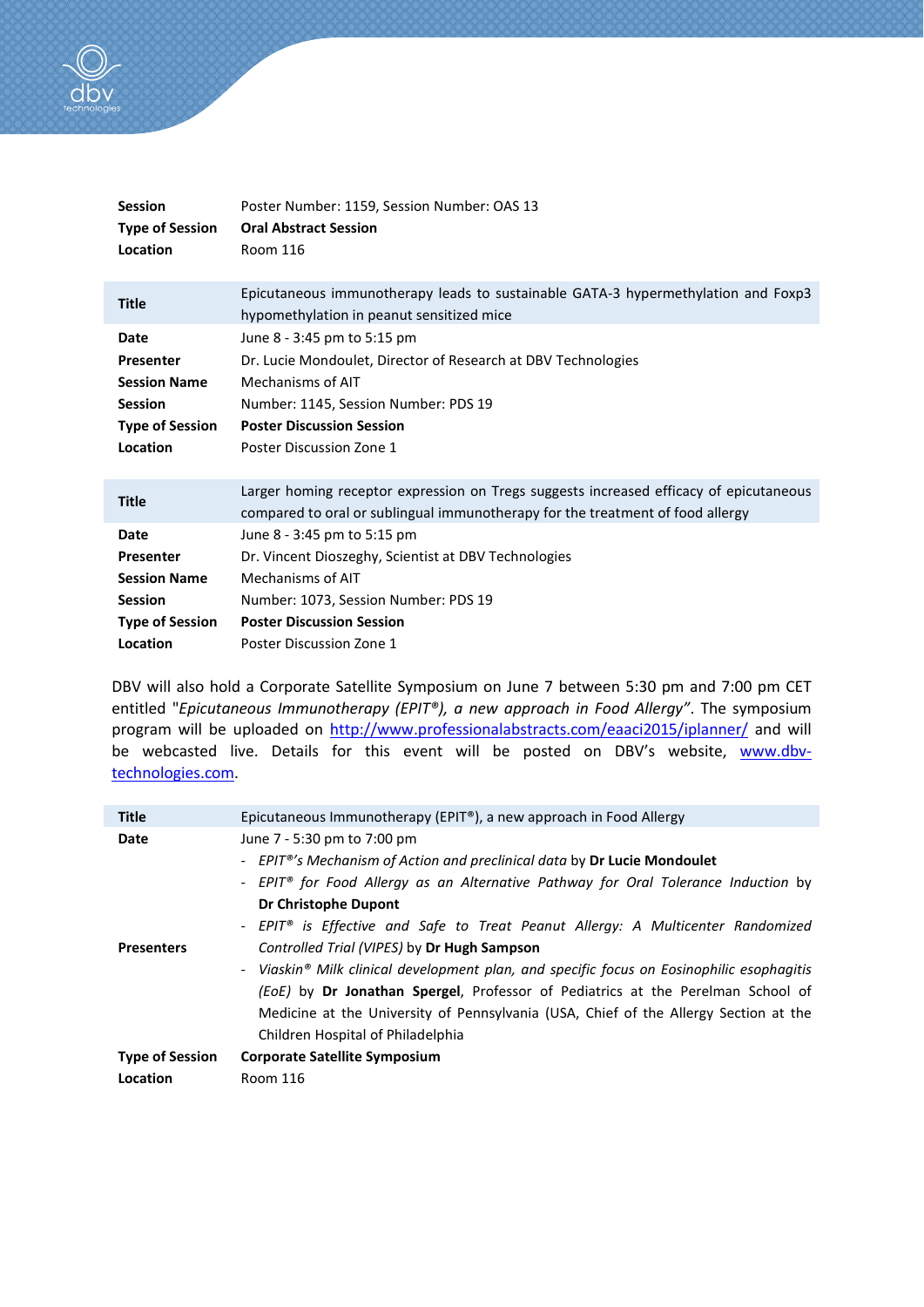| | |
|---|---|
| **Session** | Poster Number: 1159, Session Number: OAS 13 |
| **Type of Session** | **Oral Abstract Session** |
| **Location** | Room 116 |

| | |
|---|---|
| **Title** | Epicutaneous immunotherapy leads to sustainable GATA-3 hypermethylation and Foxp3 hypomethylation in peanut sensitized mice |
| **Date** | June 8 - 3:45 pm to 5:15 pm |
| **Presenter** | Dr. Lucie Mondoulet, Director of Research at DBV Technologies |
| **Session Name** | Mechanisms of AIT |
| **Session** | Number: 1145, Session Number: PDS 19 |
| **Type of Session** | **Poster Discussion Session** |
| **Location** | Poster Discussion Zone 1 |

| | |
|---|---|
| **Title** | Larger homing receptor expression on Tregs suggests increased efficacy of epicutaneous compared to oral or sublingual immunotherapy for the treatment of food allergy |
| **Date** | June 8 - 3:45 pm to 5:15 pm |
| **Presenter** | Dr. Vincent Dioszeghy, Scientist at DBV Technologies |
| **Session Name** | Mechanisms of AIT |
| **Session** | Number: 1073, Session Number: PDS 19 |
| **Type of Session** | **Poster Discussion Session** |
| **Location** | Poster Discussion Zone 1 |

DBV will also hold a Corporate Satellite Symposium on June 7 between 5:30 pm and 7:00 pm CET entitled "*Epicutaneous Immunotherapy (EPIT®), a new approach in Food Allergy*". The symposium program will be uploaded on [http://www.professionalabstracts.com/eaaci2015/iplanner/](http://www.professionalabstracts.com/eaaci2015/iplanner/) and will be webcasted live. Details for this event will be posted on DBV's website, [www.dbv-technologies.com](http://www.dbv-technologies.com).

| | |
|---|---|
| **Title** | Epicutaneous Immunotherapy (EPIT®), a new approach in Food Allergy |
| **Date** | June 7 - 5:30 pm to 7:00 pm |
| **Presenters** | - *EPIT®'s Mechanism of Action and preclinical data* by **Dr Lucie Mondoulet**<br>- *EPIT® for Food Allergy as an Alternative Pathway for Oral Tolerance Induction* by **Dr Christophe Dupont**<br>- *EPIT® is Effective and Safe to Treat Peanut Allergy: A Multicenter Randomized Controlled Trial (VIPES)* by **Dr Hugh Sampson**<br>- *Viaskin® Milk clinical development plan, and specific focus on Eosinophilic esophagitis (EoE)* by **Dr Jonathan Spergel**, Professor of Pediatrics at the Perelman School of Medicine at the University of Pennsylvania (USA, Chief of the Allergy Section at the Children Hospital of Philadelphia |
| **Type of Session** | **Corporate Satellite Symposium** |
| **Location** | Room 116 |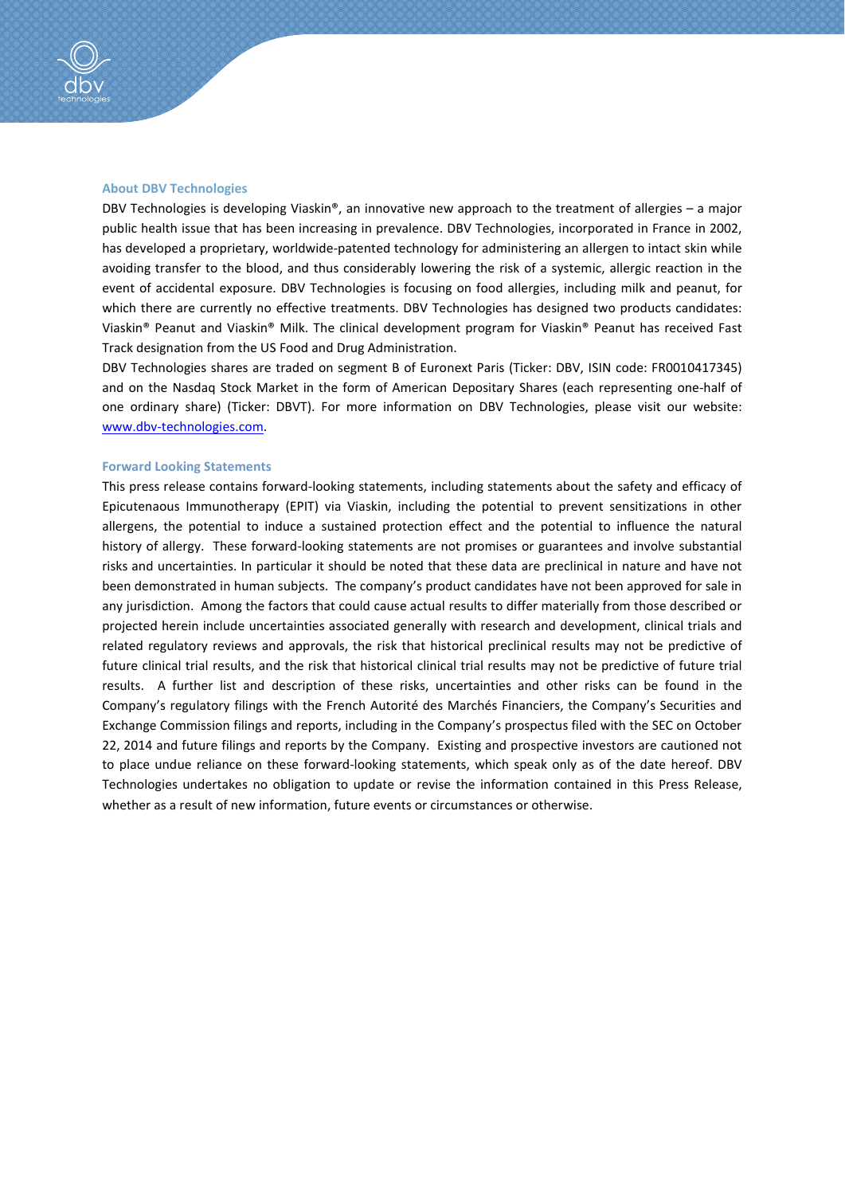## About DBV Technologies

DBV Technologies is developing Viaskin®, an innovative new approach to the treatment of allergies – a major public health issue that has been increasing in prevalence. DBV Technologies, incorporated in France in 2002, has developed a proprietary, worldwide-patented technology for administering an allergen to intact skin while avoiding transfer to the blood, and thus considerably lowering the risk of a systemic, allergic reaction in the event of accidental exposure. DBV Technologies is focusing on food allergies, including milk and peanut, for which there are currently no effective treatments. DBV Technologies has designed two products candidates: Viaskin® Peanut and Viaskin® Milk. The clinical development program for Viaskin® Peanut has received Fast Track designation from the US Food and Drug Administration.

DBV Technologies shares are traded on segment B of Euronext Paris (Ticker: DBV, ISIN code: FR0010417345) and on the Nasdaq Stock Market in the form of American Depositary Shares (each representing one-half of one ordinary share) (Ticker: DBVT). For more information on DBV Technologies, please visit our website: [www.dbv-technologies.com](http://www.dbv-technologies.com).

## Forward Looking Statements

This press release contains forward-looking statements, including statements about the safety and efficacy of Epicutenaous Immunotherapy (EPIT) via Viaskin, including the potential to prevent sensitizations in other allergens, the potential to induce a sustained protection effect and the potential to influence the natural history of allergy. These forward-looking statements are not promises or guarantees and involve substantial risks and uncertainties. In particular it should be noted that these data are preclinical in nature and have not been demonstrated in human subjects. The company's product candidates have not been approved for sale in any jurisdiction. Among the factors that could cause actual results to differ materially from those described or projected herein include uncertainties associated generally with research and development, clinical trials and related regulatory reviews and approvals, the risk that historical preclinical results may not be predictive of future clinical trial results, and the risk that historical clinical trial results may not be predictive of future trial results. A further list and description of these risks, uncertainties and other risks can be found in the Company's regulatory filings with the French Autorité des Marchés Financiers, the Company's Securities and Exchange Commission filings and reports, including in the Company's prospectus filed with the SEC on October 22, 2014 and future filings and reports by the Company. Existing and prospective investors are cautioned not to place undue reliance on these forward-looking statements, which speak only as of the date hereof. DBV Technologies undertakes no obligation to update or revise the information contained in this Press Release, whether as a result of new information, future events or circumstances or otherwise.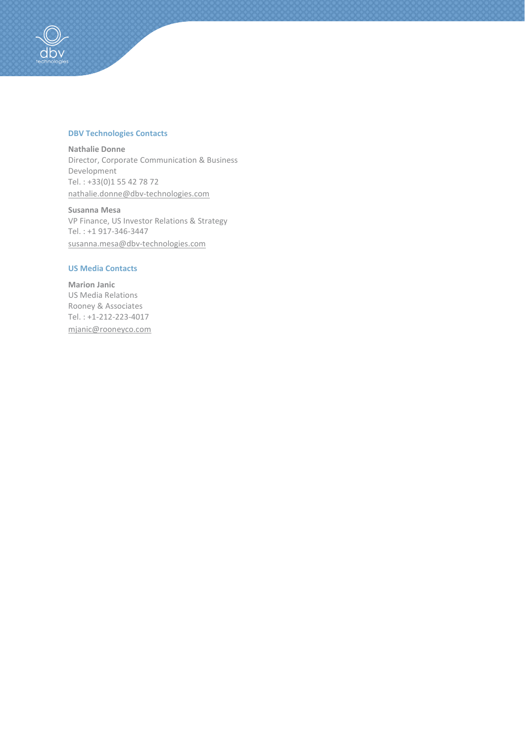### DBV Technologies Contacts

**Nathalie Donne**
Director, Corporate Communication & Business Development
Tel. : +33(0)1 55 42 78 72
nathalie.donne@dbv-technologies.com

**Susanna Mesa**
VP Finance, US Investor Relations & Strategy
Tel. : +1 917-346-3447
susanna.mesa@dbv-technologies.com

### US Media Contacts

**Marion Janic**
US Media Relations
Rooney & Associates
Tel. : +1-212-223-4017
mjanic@rooneyco.com